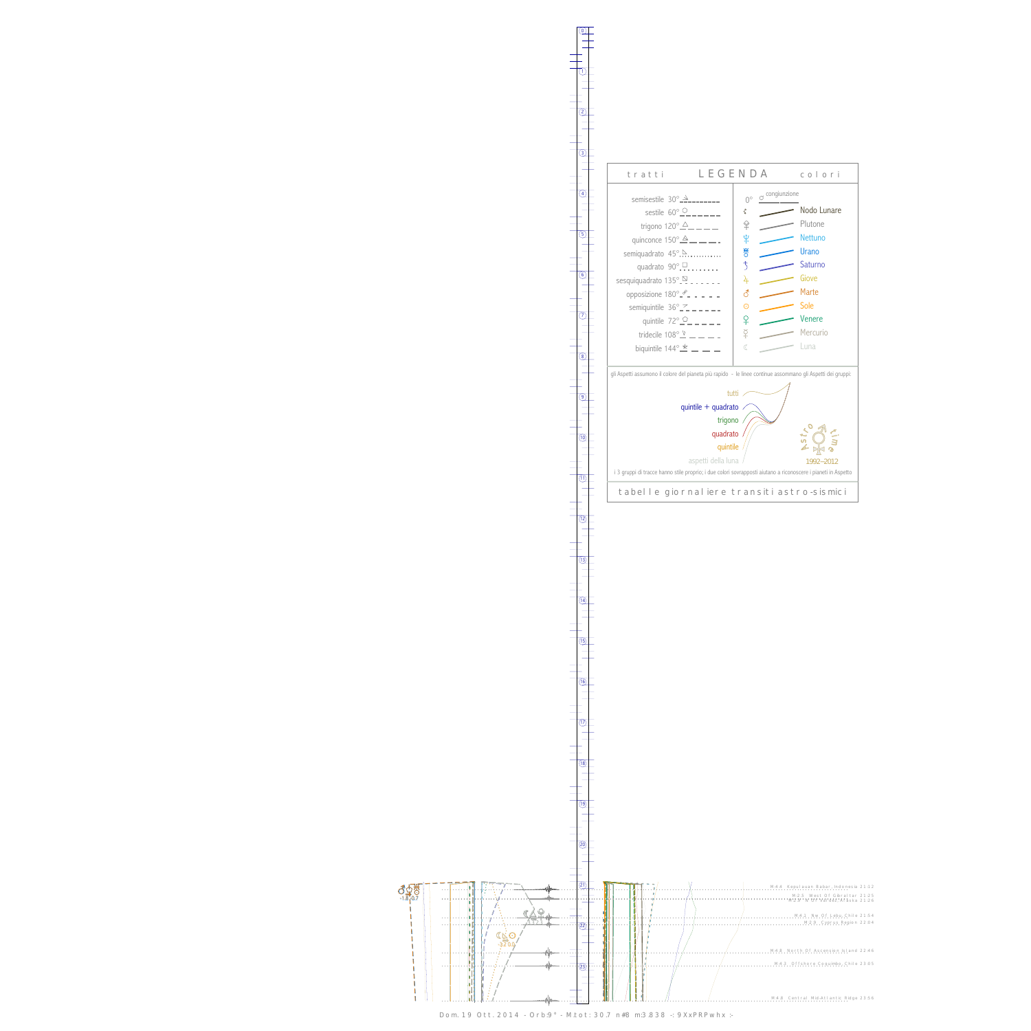## LEGENDA

| tratti | | colori | |
|---|---|---|---|
| semisestile 30° | | 0° ☌ congiunzione | |
| sestile 60° | | ☊ | Nodo Lunare |
| trigono 120° | | ♇ | Plutone |
| quinconce 150° | | ♆ | Nettuno |
| semiquadrato 45° | | ♅ | Urano |
| quadrato 90° | | ♄ | Saturno |
| sesquiquadrato 135° | | ♃ | Giove |
| opposizione 180° | | ♂ | Marte |
| semiquintile 36° | | ☉ | Sole |
| quintile 72° | | ♀ | Venere |
| tridecile 108° | | ☿ | Mercurio |
| biquintile 144° | | ☾ | Luna |

gli Aspetti assumono il colore del pianeta più rapido - le linee continue assommano gli Aspetti dei gruppi:

- tutti
- quintile + quadrato
- trigono
- quadrato
- quintile
- aspetti della luna

Astro time 1992–2012

i 3 gruppi di tracce hanno stile proprio; i due colori sovrapposti aiutano a riconoscere i pianeti in Aspetto

tabelle giornaliere transiti astro-sismici

M 4.4 Kepulauan Babar, Indonesia 21:12
M 2.5 West Of Gibraltar 21:25
M 2.9 ... Alaska 21:26
M 4.1 Nw Of Lebu, Chile 21:54
M 2.9 Cyprus Region 22:04
M 4.8 North Of Ascension Island 22:46
M 4.3 Offshore Coquimbo, Chile 23:05
M 4.8 Central Mid-Atlantic Ridge 23:56

Dom.19 Ott.2014 - Orb:9° - M.tot: 30.7 n#8 m:3.838 -: 9XxPRPwhx :-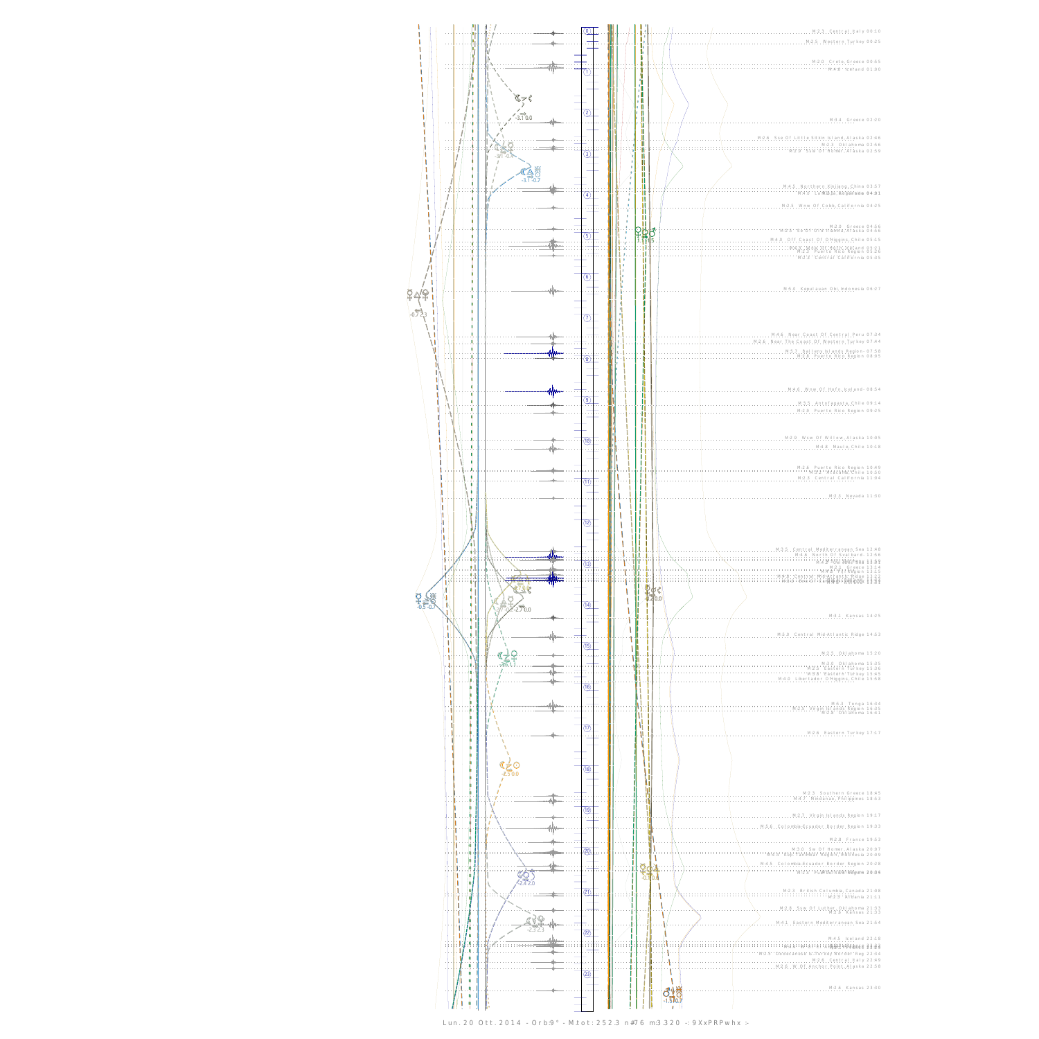M 2.3 Central Italy 00:10
M 2.5 Western Turkey 00:25
M 2.0 Crete Greece 00:55
M 4.8 Iceland 01:00
M 3.4 Greece 02:20
M 2.6 Sse Of Little Sitkin Island Alaska 02:46
M 2.3 Oklahoma 02:56
M 2.9 Ssw Of Homer Alaska 02:59
M 4.5 Northern Xinjiang China 03:57
M 4.0 La Rioja Argentina 04:01
M 2.5 Wnw Of Cobb California 04:25
M 2.0 Greece 04:56
M 2.5 Se Of Old Harbor Alaska 04:56
M 4.0 Off Coast Of O'Higgins Chile 05:15
M 4.3 Wnw Of Hofn Iceland 05:21
M 2.4 Puerto Rico Region 05:26
M 2.3 Central California 05:35
M 5.0 Kepulauan Obi Indonesia 06:27
M 4.6 Near Coast Of Central Peru 07:34
M 3.6 Near The Coast Of Western Turkey 07:44
M 3.7 Balleny Islands Region 07:58
M 2.8 Puerto Rico Region 08:05
M 4.6 Wnw Of Hofn Iceland 08:54
M 3.5 Antofagasta Chile 09:14
M 3.6 Puerto Rico Region 09:25
M 2.9 Wsw Of Willow Alaska 10:05
M 4.8 Maule Chile 10:18
M 2.6 Puerto Rico Region 10:49
M 2.5 Central California 11:04
M 2.3 Nevada 11:30
M 3.5 Central Mediterranean Sea 12:48
M 4.6 North Of Svalbard 12:56
M 2.1 Greece 13:14
M 3.8 Central Mid-Atlantic Ridge 13:27
M 3.1 Kansas 14:25
M 5.0 Central Mid-Atlantic Ridge 14:53
M 2.5 Oklahoma 15:20
M 3.0 Oklahoma 15:35
M 3.8 Eastern Turkey 15:45
M 4.0 Libertador O'Higgins Chile 15:58
M 5.3 Tonga 16:34
M 3.7 Virgin Islands Region 16:35
M 2.5 Oklahoma 16:41
M 2.6 Eastern Turkey 17:17
M 2.3 Southern Greece 18:45
M 4.1 Mindanao Philippines 18:53
M 2.7 Virgin Islands Region 19:17
M 3.6 Colombia-Ecuador Border Region 19:33
M 2.8 France 19:53
M 3.0 Sw Of Homer Alaska 20:07
M 4.5 Colombia-Ecuador Border Region 20:28
M 2.3 British Columbia Canada 21:08
M 2.7 Alaska 21:11
M 2.8 Ssw Of Luther Oklahoma 21:33
M 2.8 Kansas 21:33
M 4.1 Eastern Mediterranean Sea 21:54
M 4.5 Iceland 22:18
M 2.5 Greece-Albania-Turkey Border Reg 22:34
M 2.6 Central Italy 22:49
M 2.6 W Of Anchor Point Alaska 22:58
M 2.6 Kansas 23:30

-3.1 0.0
-3.1 -0.4
-3.1 -0.7
-0.7 2.3
-0.5 -0.7
-2.7 0.0
-2.5 0.0
-2.4 2.0
-2.3 2.3
-1.5 0.7

Lun.20 Ott.2014 - Orb:9° - M.tot: 252.3 n#76 m:3.320 -: 9XxPRPwhx :-